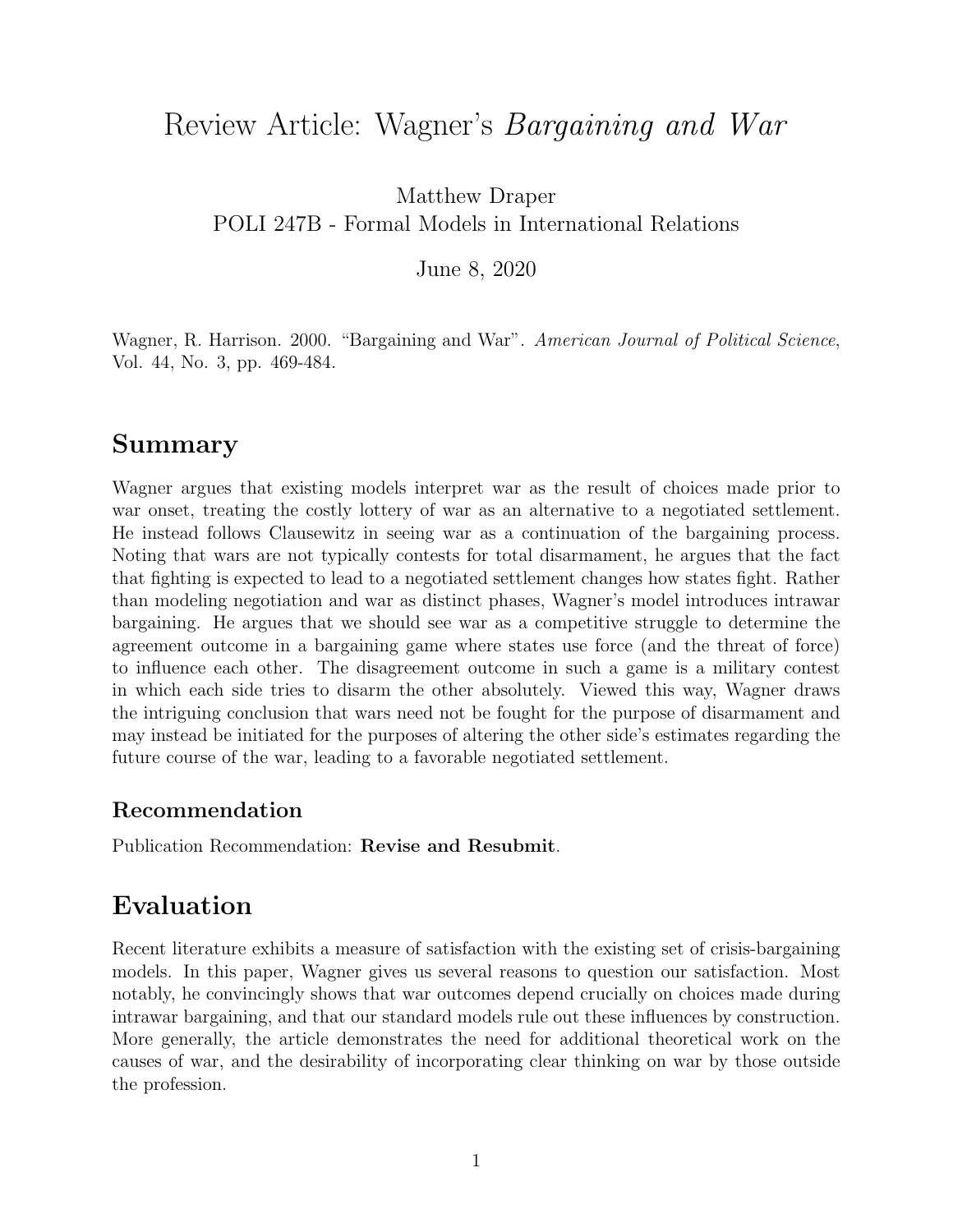# Review Article: Wagner's *Bargaining and War*

Matthew Draper
POLI 247B - Formal Models in International Relations

June 8, 2020

Wagner, R. Harrison. 2000. "Bargaining and War". *American Journal of Political Science*, Vol. 44, No. 3, pp. 469-484.

## Summary

Wagner argues that existing models interpret war as the result of choices made prior to war onset, treating the costly lottery of war as an alternative to a negotiated settlement. He instead follows Clausewitz in seeing war as a continuation of the bargaining process. Noting that wars are not typically contests for total disarmament, he argues that the fact that fighting is expected to lead to a negotiated settlement changes how states fight. Rather than modeling negotiation and war as distinct phases, Wagner's model introduces intrawar bargaining. He argues that we should see war as a competitive struggle to determine the agreement outcome in a bargaining game where states use force (and the threat of force) to influence each other. The disagreement outcome in such a game is a military contest in which each side tries to disarm the other absolutely. Viewed this way, Wagner draws the intriguing conclusion that wars need not be fought for the purpose of disarmament and may instead be initiated for the purposes of altering the other side's estimates regarding the future course of the war, leading to a favorable negotiated settlement.

### Recommendation

Publication Recommendation: **Revise and Resubmit**.

## Evaluation

Recent literature exhibits a measure of satisfaction with the existing set of crisis-bargaining models. In this paper, Wagner gives us several reasons to question our satisfaction. Most notably, he convincingly shows that war outcomes depend crucially on choices made during intrawar bargaining, and that our standard models rule out these influences by construction. More generally, the article demonstrates the need for additional theoretical work on the causes of war, and the desirability of incorporating clear thinking on war by those outside the profession.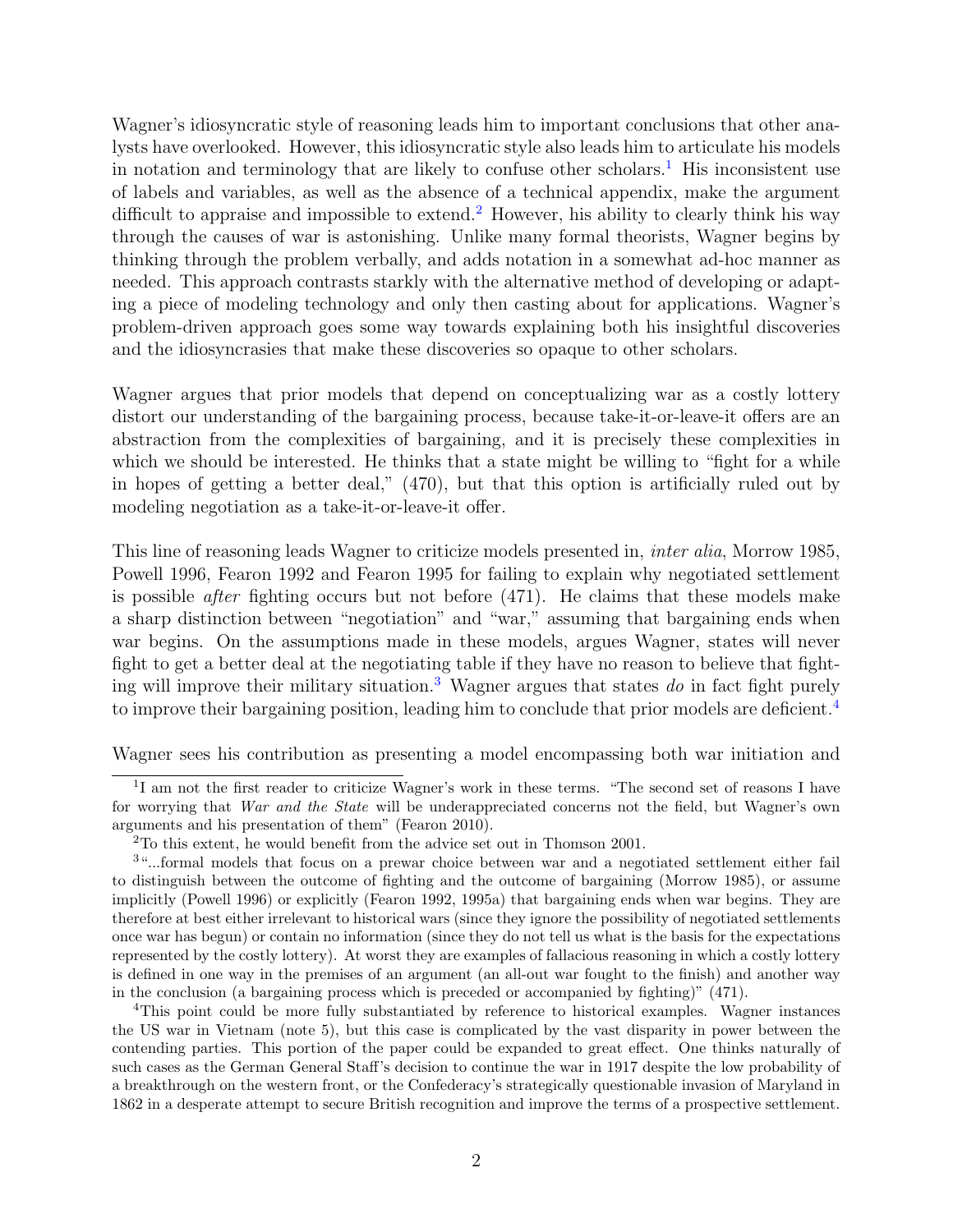Wagner's idiosyncratic style of reasoning leads him to important conclusions that other analysts have overlooked. However, this idiosyncratic style also leads him to articulate his models in notation and terminology that are likely to confuse other scholars.[1] His inconsistent use of labels and variables, as well as the absence of a technical appendix, make the argument difficult to appraise and impossible to extend.[2] However, his ability to clearly think his way through the causes of war is astonishing. Unlike many formal theorists, Wagner begins by thinking through the problem verbally, and adds notation in a somewhat ad-hoc manner as needed. This approach contrasts starkly with the alternative method of developing or adapting a piece of modeling technology and only then casting about for applications. Wagner's problem-driven approach goes some way towards explaining both his insightful discoveries and the idiosyncrasies that make these discoveries so opaque to other scholars.

Wagner argues that prior models that depend on conceptualizing war as a costly lottery distort our understanding of the bargaining process, because take-it-or-leave-it offers are an abstraction from the complexities of bargaining, and it is precisely these complexities in which we should be interested. He thinks that a state might be willing to "fight for a while in hopes of getting a better deal," (470), but that this option is artificially ruled out by modeling negotiation as a take-it-or-leave-it offer.

This line of reasoning leads Wagner to criticize models presented in, *inter alia*, Morrow 1985, Powell 1996, Fearon 1992 and Fearon 1995 for failing to explain why negotiated settlement is possible *after* fighting occurs but not before (471). He claims that these models make a sharp distinction between "negotiation" and "war," assuming that bargaining ends when war begins. On the assumptions made in these models, argues Wagner, states will never fight to get a better deal at the negotiating table if they have no reason to believe that fighting will improve their military situation.[3] Wagner argues that states *do* in fact fight purely to improve their bargaining position, leading him to conclude that prior models are deficient.[4]

Wagner sees his contribution as presenting a model encompassing both war initiation and

[1] I am not the first reader to criticize Wagner's work in these terms. "The second set of reasons I have for worrying that *War and the State* will be underappreciated concerns not the field, but Wagner's own arguments and his presentation of them" (Fearon 2010).

[2] To this extent, he would benefit from the advice set out in Thomson 2001.

[3] "...formal models that focus on a prewar choice between war and a negotiated settlement either fail to distinguish between the outcome of fighting and the outcome of bargaining (Morrow 1985), or assume implicitly (Powell 1996) or explicitly (Fearon 1992, 1995a) that bargaining ends when war begins. They are therefore at best either irrelevant to historical wars (since they ignore the possibility of negotiated settlements once war has begun) or contain no information (since they do not tell us what is the basis for the expectations represented by the costly lottery). At worst they are examples of fallacious reasoning in which a costly lottery is defined in one way in the premises of an argument (an all-out war fought to the finish) and another way in the conclusion (a bargaining process which is preceded or accompanied by fighting)" (471).

[4] This point could be more fully substantiated by reference to historical examples. Wagner instances the US war in Vietnam (note 5), but this case is complicated by the vast disparity in power between the contending parties. This portion of the paper could be expanded to great effect. One thinks naturally of such cases as the German General Staff's decision to continue the war in 1917 despite the low probability of a breakthrough on the western front, or the Confederacy's strategically questionable invasion of Maryland in 1862 in a desperate attempt to secure British recognition and improve the terms of a prospective settlement.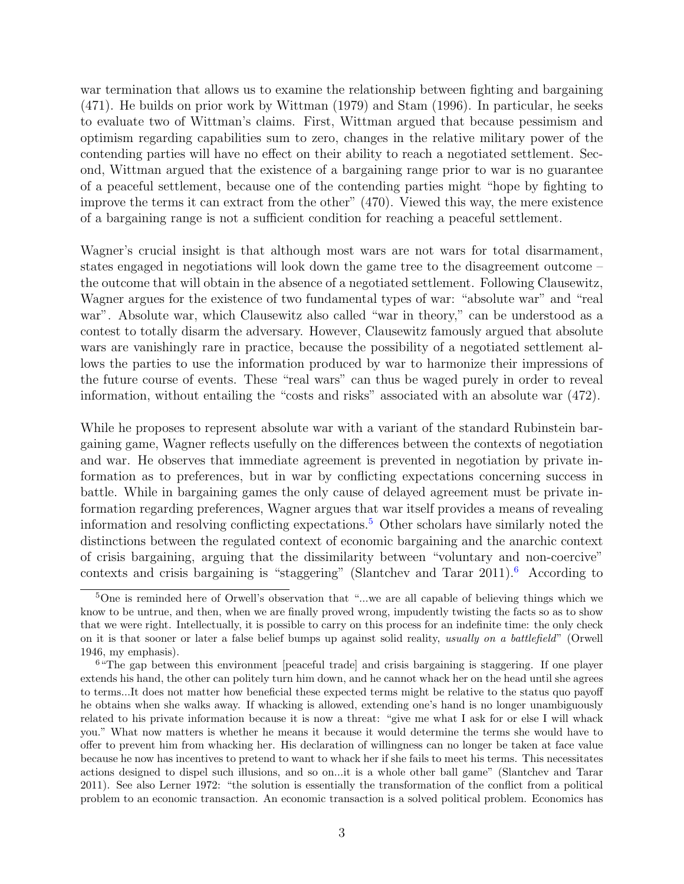war termination that allows us to examine the relationship between fighting and bargaining (471). He builds on prior work by Wittman (1979) and Stam (1996). In particular, he seeks to evaluate two of Wittman's claims. First, Wittman argued that because pessimism and optimism regarding capabilities sum to zero, changes in the relative military power of the contending parties will have no effect on their ability to reach a negotiated settlement. Second, Wittman argued that the existence of a bargaining range prior to war is no guarantee of a peaceful settlement, because one of the contending parties might "hope by fighting to improve the terms it can extract from the other" (470). Viewed this way, the mere existence of a bargaining range is not a sufficient condition for reaching a peaceful settlement.

Wagner's crucial insight is that although most wars are not wars for total disarmament, states engaged in negotiations will look down the game tree to the disagreement outcome – the outcome that will obtain in the absence of a negotiated settlement. Following Clausewitz, Wagner argues for the existence of two fundamental types of war: "absolute war" and "real war". Absolute war, which Clausewitz also called "war in theory," can be understood as a contest to totally disarm the adversary. However, Clausewitz famously argued that absolute wars are vanishingly rare in practice, because the possibility of a negotiated settlement allows the parties to use the information produced by war to harmonize their impressions of the future course of events. These "real wars" can thus be waged purely in order to reveal information, without entailing the "costs and risks" associated with an absolute war (472).

While he proposes to represent absolute war with a variant of the standard Rubinstein bargaining game, Wagner reflects usefully on the differences between the contexts of negotiation and war. He observes that immediate agreement is prevented in negotiation by private information as to preferences, but in war by conflicting expectations concerning success in battle. While in bargaining games the only cause of delayed agreement must be private information regarding preferences, Wagner argues that war itself provides a means of revealing information and resolving conflicting expectations.[5] Other scholars have similarly noted the distinctions between the regulated context of economic bargaining and the anarchic context of crisis bargaining, arguing that the dissimilarity between "voluntary and non-coercive" contexts and crisis bargaining is "staggering" (Slantchev and Tarar 2011).[6] According to

---

[5] One is reminded here of Orwell's observation that "...we are all capable of believing things which we know to be untrue, and then, when we are finally proved wrong, impudently twisting the facts so as to show that we were right. Intellectually, it is possible to carry on this process for an indefinite time: the only check on it is that sooner or later a false belief bumps up against solid reality, *usually on a battlefield*" (Orwell 1946, my emphasis).

[6] "The gap between this environment [peaceful trade] and crisis bargaining is staggering. If one player extends his hand, the other can politely turn him down, and he cannot whack her on the head until she agrees to terms...It does not matter how beneficial these expected terms might be relative to the status quo payoff he obtains when she walks away. If whacking is allowed, extending one's hand is no longer unambiguously related to his private information because it is now a threat: "give me what I ask for or else I will whack you." What now matters is whether he means it because it would determine the terms she would have to offer to prevent him from whacking her. His declaration of willingness can no longer be taken at face value because he now has incentives to pretend to want to whack her if she fails to meet his terms. This necessitates actions designed to dispel such illusions, and so on...it is a whole other ball game" (Slantchev and Tarar 2011). See also Lerner 1972: "the solution is essentially the transformation of the conflict from a political problem to an economic transaction. An economic transaction is a solved political problem. Economics has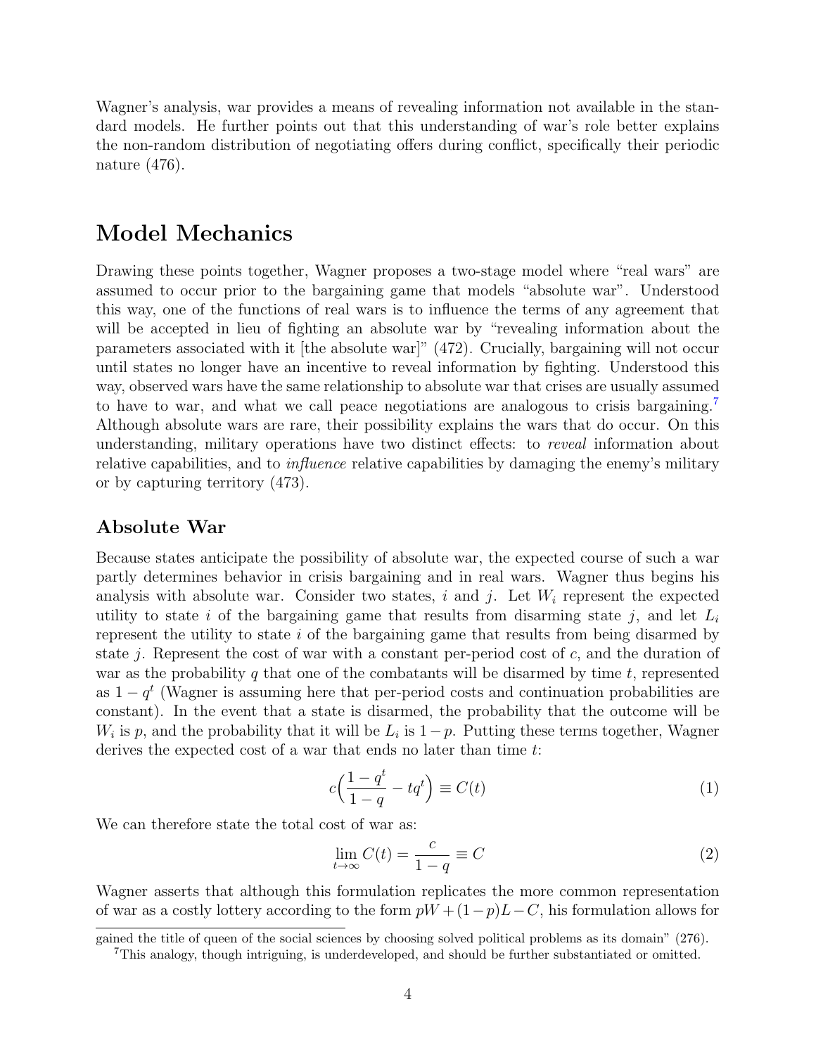Wagner's analysis, war provides a means of revealing information not available in the standard models. He further points out that this understanding of war's role better explains the non-random distribution of negotiating offers during conflict, specifically their periodic nature (476).

## Model Mechanics

Drawing these points together, Wagner proposes a two-stage model where "real wars" are assumed to occur prior to the bargaining game that models "absolute war". Understood this way, one of the functions of real wars is to influence the terms of any agreement that will be accepted in lieu of fighting an absolute war by "revealing information about the parameters associated with it [the absolute war]" (472). Crucially, bargaining will not occur until states no longer have an incentive to reveal information by fighting. Understood this way, observed wars have the same relationship to absolute war that crises are usually assumed to have to war, and what we call peace negotiations are analogous to crisis bargaining.[7] Although absolute wars are rare, their possibility explains the wars that do occur. On this understanding, military operations have two distinct effects: to *reveal* information about relative capabilities, and to *influence* relative capabilities by damaging the enemy's military or by capturing territory (473).

### Absolute War

Because states anticipate the possibility of absolute war, the expected course of such a war partly determines behavior in crisis bargaining and in real wars. Wagner thus begins his analysis with absolute war. Consider two states, $i$ and $j$. Let $W_i$ represent the expected utility to state $i$ of the bargaining game that results from disarming state $j$, and let $L_i$ represent the utility to state $i$ of the bargaining game that results from being disarmed by state $j$. Represent the cost of war with a constant per-period cost of $c$, and the duration of war as the probability $q$ that one of the combatants will be disarmed by time $t$, represented as $1 - q^t$ (Wagner is assuming here that per-period costs and continuation probabilities are constant). In the event that a state is disarmed, the probability that the outcome will be $W_i$ is $p$, and the probability that it will be $L_i$ is $1 - p$. Putting these terms together, Wagner derives the expected cost of a war that ends no later than time $t$:

$$c\Big(\frac{1 - q^t}{1 - q} - tq^t\Big) \equiv C(t) \tag{1}$$

We can therefore state the total cost of war as:

$$\lim_{t\to\infty} C(t) = \frac{c}{1 - q} \equiv C \tag{2}$$

Wagner asserts that although this formulation replicates the more common representation of war as a costly lottery according to the form $pW + (1-p)L - C$, his formulation allows for

gained the title of queen of the social sciences by choosing solved political problems as its domain" (276).

[7] This analogy, though intriguing, is underdeveloped, and should be further substantiated or omitted.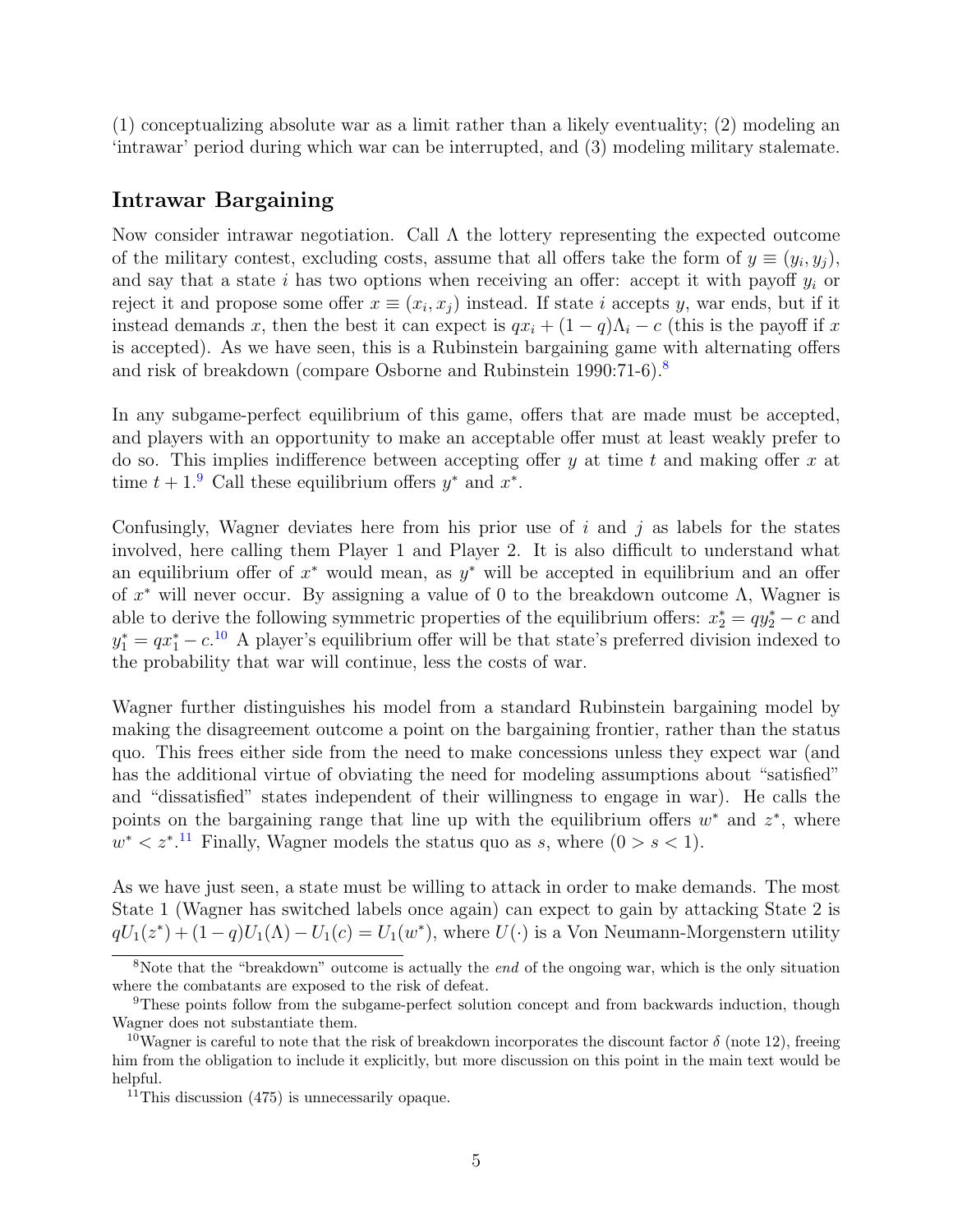(1) conceptualizing absolute war as a limit rather than a likely eventuality; (2) modeling an 'intrawar' period during which war can be interrupted, and (3) modeling military stalemate.

## Intrawar Bargaining

Now consider intrawar negotiation. Call $\Lambda$ the lottery representing the expected outcome of the military contest, excluding costs, assume that all offers take the form of $y \equiv (y_i, y_j)$, and say that a state $i$ has two options when receiving an offer: accept it with payoff $y_i$ or reject it and propose some offer $x \equiv (x_i, x_j)$ instead. If state $i$ accepts $y$, war ends, but if it instead demands $x$, then the best it can expect is $qx_i + (1-q)\Lambda_i - c$ (this is the payoff if $x$ is accepted). As we have seen, this is a Rubinstein bargaining game with alternating offers and risk of breakdown (compare Osborne and Rubinstein 1990:71-6).[8]

In any subgame-perfect equilibrium of this game, offers that are made must be accepted, and players with an opportunity to make an acceptable offer must at least weakly prefer to do so. This implies indifference between accepting offer $y$ at time $t$ and making offer $x$ at time $t+1$.[9] Call these equilibrium offers $y^*$ and $x^*$.

Confusingly, Wagner deviates here from his prior use of $i$ and $j$ as labels for the states involved, here calling them Player 1 and Player 2. It is also difficult to understand what an equilibrium offer of $x^*$ would mean, as $y^*$ will be accepted in equilibrium and an offer of $x^*$ will never occur. By assigning a value of 0 to the breakdown outcome $\Lambda$, Wagner is able to derive the following symmetric properties of the equilibrium offers: $x_2^* = qy_2^* - c$ and $y_1^* = qx_1^* - c$.[10] A player's equilibrium offer will be that state's preferred division indexed to the probability that war will continue, less the costs of war.

Wagner further distinguishes his model from a standard Rubinstein bargaining model by making the disagreement outcome a point on the bargaining frontier, rather than the status quo. This frees either side from the need to make concessions unless they expect war (and has the additional virtue of obviating the need for modeling assumptions about "satisfied" and "dissatisfied" states independent of their willingness to engage in war). He calls the points on the bargaining range that line up with the equilibrium offers $w^*$ and $z^*$, where $w^* < z^*$.[11] Finally, Wagner models the status quo as $s$, where $(0 > s < 1)$.

As we have just seen, a state must be willing to attack in order to make demands. The most State 1 (Wagner has switched labels once again) can expect to gain by attacking State 2 is $qU_1(z^*) + (1-q)U_1(\Lambda) - U_1(c) = U_1(w^*)$, where $U(\cdot)$ is a Von Neumann-Morgenstern utility

[8] Note that the "breakdown" outcome is actually the *end* of the ongoing war, which is the only situation where the combatants are exposed to the risk of defeat.

[9] These points follow from the subgame-perfect solution concept and from backwards induction, though Wagner does not substantiate them.

[10] Wagner is careful to note that the risk of breakdown incorporates the discount factor $\delta$ (note 12), freeing him from the obligation to include it explicitly, but more discussion on this point in the main text would be helpful.

[11] This discussion (475) is unnecessarily opaque.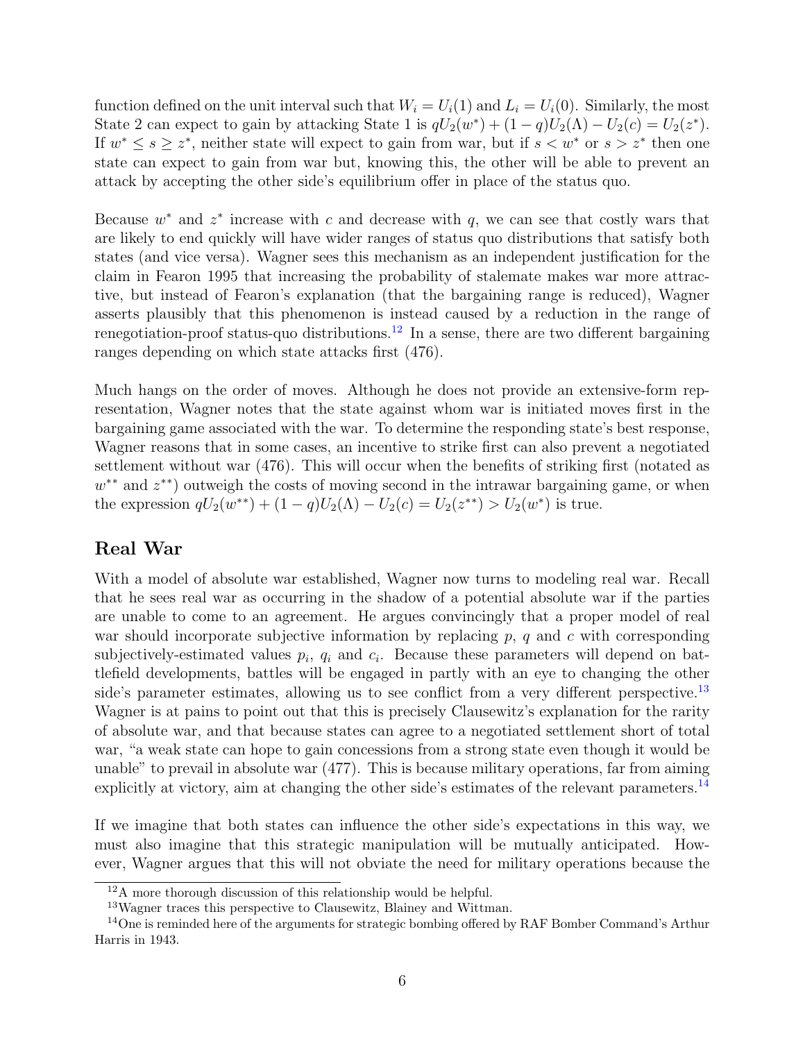function defined on the unit interval such that $W_i = U_i(1)$ and $L_i = U_i(0)$. Similarly, the most State 2 can expect to gain by attacking State 1 is $qU_2(w^*) + (1-q)U_2(\Lambda) - U_2(c) = U_2(z^*)$. If $w^* \leq s \geq z^*$, neither state will expect to gain from war, but if $s < w^*$ or $s > z^*$ then one state can expect to gain from war but, knowing this, the other will be able to prevent an attack by accepting the other side's equilibrium offer in place of the status quo.

Because $w^*$ and $z^*$ increase with $c$ and decrease with $q$, we can see that costly wars that are likely to end quickly will have wider ranges of status quo distributions that satisfy both states (and vice versa). Wagner sees this mechanism as an independent justification for the claim in Fearon 1995 that increasing the probability of stalemate makes war more attractive, but instead of Fearon's explanation (that the bargaining range is reduced), Wagner asserts plausibly that this phenomenon is instead caused by a reduction in the range of renegotiation-proof status-quo distributions.[12] In a sense, there are two different bargaining ranges depending on which state attacks first (476).

Much hangs on the order of moves. Although he does not provide an extensive-form representation, Wagner notes that the state against whom war is initiated moves first in the bargaining game associated with the war. To determine the responding state's best response, Wagner reasons that in some cases, an incentive to strike first can also prevent a negotiated settlement without war (476). This will occur when the benefits of striking first (notated as $w^{**}$ and $z^{**}$) outweigh the costs of moving second in the intrawar bargaining game, or when the expression $qU_2(w^{**}) + (1-q)U_2(\Lambda) - U_2(c) = U_2(z^{**}) > U_2(w^*)$ is true.

## Real War

With a model of absolute war established, Wagner now turns to modeling real war. Recall that he sees real war as occurring in the shadow of a potential absolute war if the parties are unable to come to an agreement. He argues convincingly that a proper model of real war should incorporate subjective information by replacing $p$, $q$ and $c$ with corresponding subjectively-estimated values $p_i$, $q_i$ and $c_i$. Because these parameters will depend on battlefield developments, battles will be engaged in partly with an eye to changing the other side's parameter estimates, allowing us to see conflict from a very different perspective.[13] Wagner is at pains to point out that this is precisely Clausewitz's explanation for the rarity of absolute war, and that because states can agree to a negotiated settlement short of total war, "a weak state can hope to gain concessions from a strong state even though it would be unable" to prevail in absolute war (477). This is because military operations, far from aiming explicitly at victory, aim at changing the other side's estimates of the relevant parameters.[14]

If we imagine that both states can influence the other side's expectations in this way, we must also imagine that this strategic manipulation will be mutually anticipated. However, Wagner argues that this will not obviate the need for military operations because the

[12] A more thorough discussion of this relationship would be helpful.

[13] Wagner traces this perspective to Clausewitz, Blainey and Wittman.

[14] One is reminded here of the arguments for strategic bombing offered by RAF Bomber Command's Arthur Harris in 1943.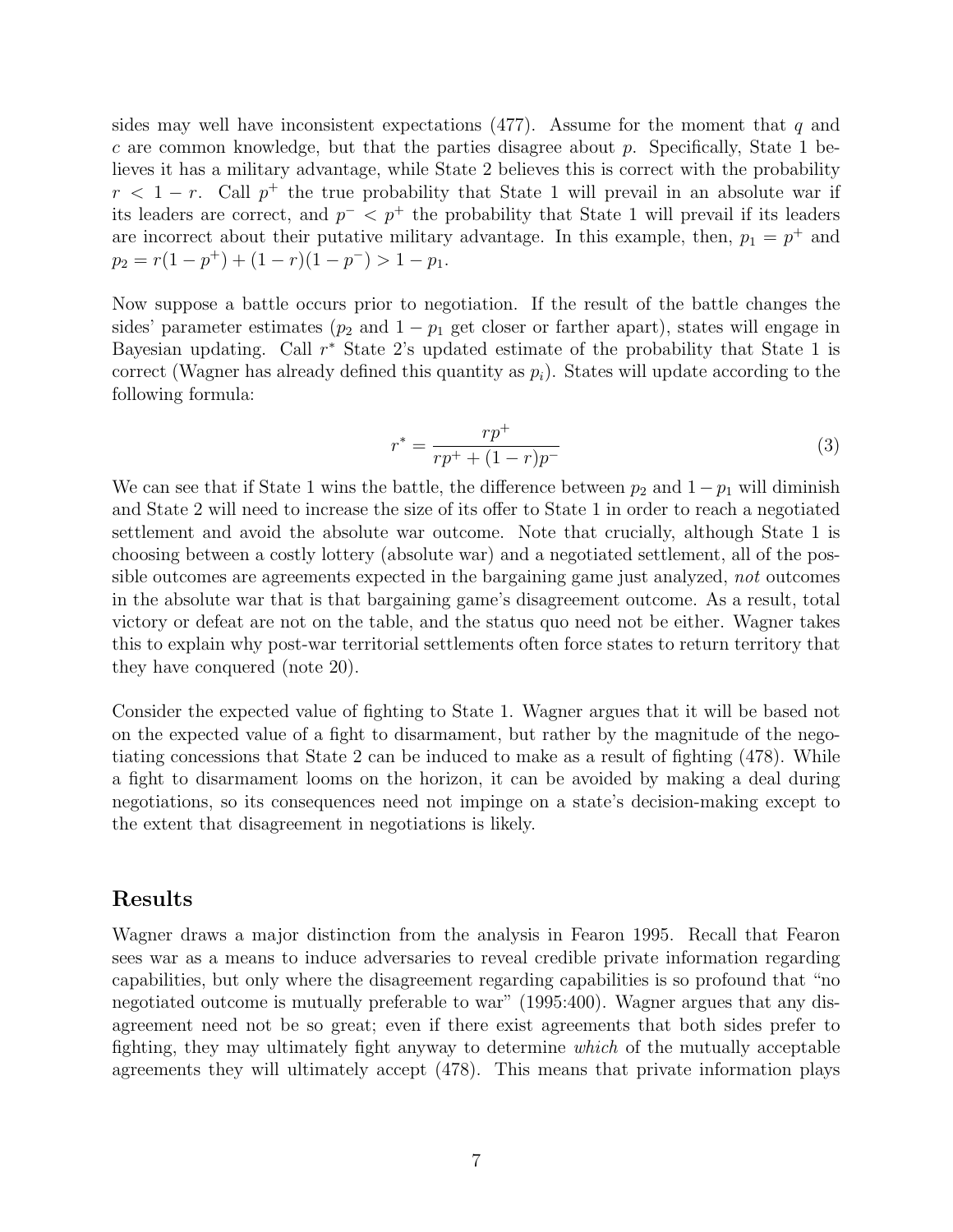sides may well have inconsistent expectations (477). Assume for the moment that $q$ and $c$ are common knowledge, but that the parties disagree about $p$. Specifically, State 1 believes it has a military advantage, while State 2 believes this is correct with the probability $r < 1 - r$. Call $p^+$ the true probability that State 1 will prevail in an absolute war if its leaders are correct, and $p^- < p^+$ the probability that State 1 will prevail if its leaders are incorrect about their putative military advantage. In this example, then, $p_1 = p^+$ and $p_2 = r(1 - p^+) + (1 - r)(1 - p^-) > 1 - p_1$.

Now suppose a battle occurs prior to negotiation. If the result of the battle changes the sides' parameter estimates ($p_2$ and $1 - p_1$ get closer or farther apart), states will engage in Bayesian updating. Call $r^*$ State 2's updated estimate of the probability that State 1 is correct (Wagner has already defined this quantity as $p_i$). States will update according to the following formula:

$$r^* = \frac{rp^+}{rp^+ + (1 - r)p^-} \tag{3}$$

We can see that if State 1 wins the battle, the difference between $p_2$ and $1 - p_1$ will diminish and State 2 will need to increase the size of its offer to State 1 in order to reach a negotiated settlement and avoid the absolute war outcome. Note that crucially, although State 1 is choosing between a costly lottery (absolute war) and a negotiated settlement, all of the possible outcomes are agreements expected in the bargaining game just analyzed, *not* outcomes in the absolute war that is that bargaining game's disagreement outcome. As a result, total victory or defeat are not on the table, and the status quo need not be either. Wagner takes this to explain why post-war territorial settlements often force states to return territory that they have conquered (note 20).

Consider the expected value of fighting to State 1. Wagner argues that it will be based not on the expected value of a fight to disarmament, but rather by the magnitude of the negotiating concessions that State 2 can be induced to make as a result of fighting (478). While a fight to disarmament looms on the horizon, it can be avoided by making a deal during negotiations, so its consequences need not impinge on a state's decision-making except to the extent that disagreement in negotiations is likely.

## Results

Wagner draws a major distinction from the analysis in Fearon 1995. Recall that Fearon sees war as a means to induce adversaries to reveal credible private information regarding capabilities, but only where the disagreement regarding capabilities is so profound that "no negotiated outcome is mutually preferable to war" (1995:400). Wagner argues that any disagreement need not be so great; even if there exist agreements that both sides prefer to fighting, they may ultimately fight anyway to determine *which* of the mutually acceptable agreements they will ultimately accept (478). This means that private information plays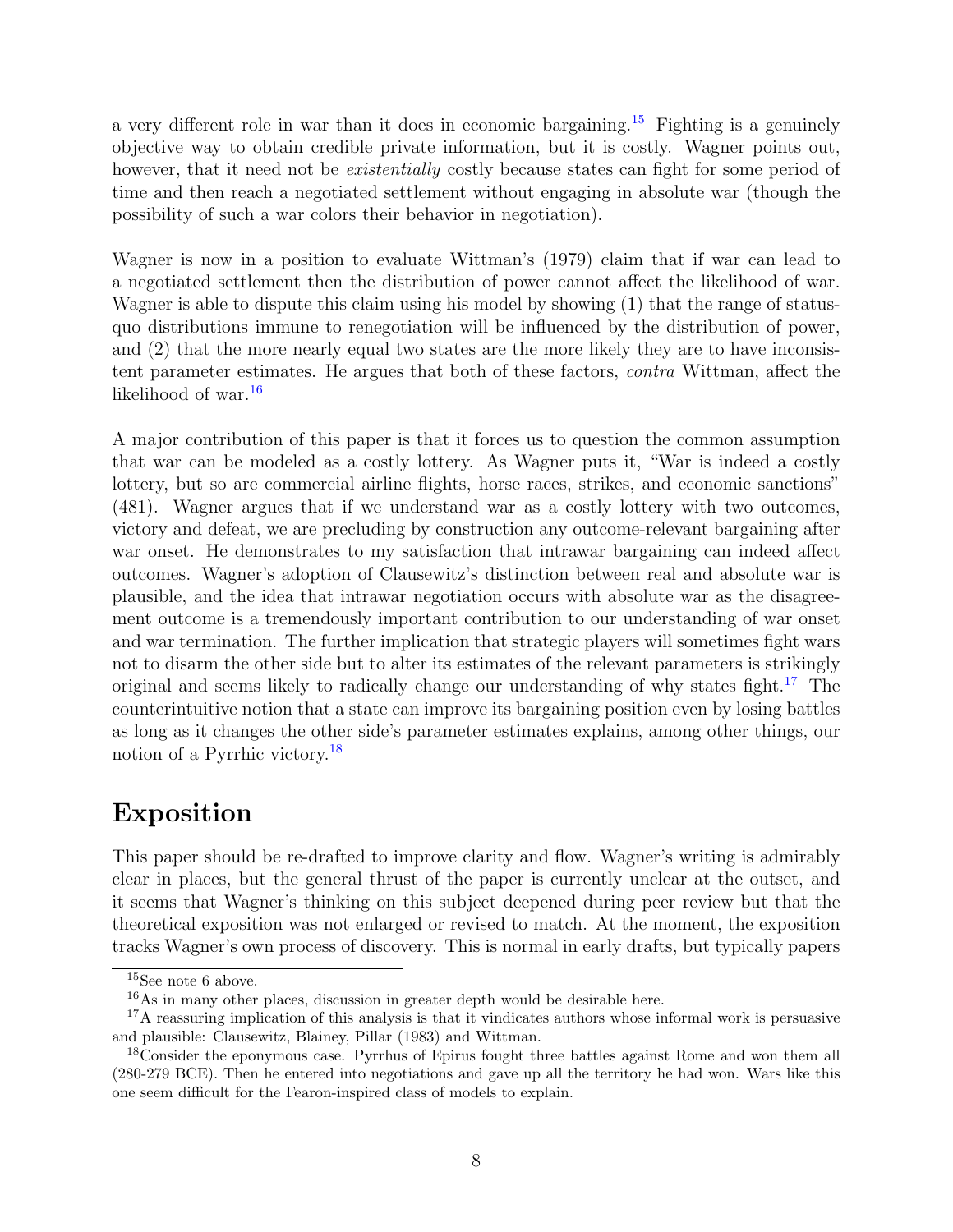a very different role in war than it does in economic bargaining.[15] Fighting is a genuinely objective way to obtain credible private information, but it is costly. Wagner points out, however, that it need not be *existentially* costly because states can fight for some period of time and then reach a negotiated settlement without engaging in absolute war (though the possibility of such a war colors their behavior in negotiation).

Wagner is now in a position to evaluate Wittman's (1979) claim that if war can lead to a negotiated settlement then the distribution of power cannot affect the likelihood of war. Wagner is able to dispute this claim using his model by showing (1) that the range of status-quo distributions immune to renegotiation will be influenced by the distribution of power, and (2) that the more nearly equal two states are the more likely they are to have inconsistent parameter estimates. He argues that both of these factors, *contra* Wittman, affect the likelihood of war.[16]

A major contribution of this paper is that it forces us to question the common assumption that war can be modeled as a costly lottery. As Wagner puts it, "War is indeed a costly lottery, but so are commercial airline flights, horse races, strikes, and economic sanctions" (481). Wagner argues that if we understand war as a costly lottery with two outcomes, victory and defeat, we are precluding by construction any outcome-relevant bargaining after war onset. He demonstrates to my satisfaction that intrawar bargaining can indeed affect outcomes. Wagner's adoption of Clausewitz's distinction between real and absolute war is plausible, and the idea that intrawar negotiation occurs with absolute war as the disagreement outcome is a tremendously important contribution to our understanding of war onset and war termination. The further implication that strategic players will sometimes fight wars not to disarm the other side but to alter its estimates of the relevant parameters is strikingly original and seems likely to radically change our understanding of why states fight.[17] The counterintuitive notion that a state can improve its bargaining position even by losing battles as long as it changes the other side's parameter estimates explains, among other things, our notion of a Pyrrhic victory.[18]

## Exposition

This paper should be re-drafted to improve clarity and flow. Wagner's writing is admirably clear in places, but the general thrust of the paper is currently unclear at the outset, and it seems that Wagner's thinking on this subject deepened during peer review but that the theoretical exposition was not enlarged or revised to match. At the moment, the exposition tracks Wagner's own process of discovery. This is normal in early drafts, but typically papers

---

[15] See note 6 above.

[16] As in many other places, discussion in greater depth would be desirable here.

[17] A reassuring implication of this analysis is that it vindicates authors whose informal work is persuasive and plausible: Clausewitz, Blainey, Pillar (1983) and Wittman.

[18] Consider the eponymous case. Pyrrhus of Epirus fought three battles against Rome and won them all (280-279 BCE). Then he entered into negotiations and gave up all the territory he had won. Wars like this one seem difficult for the Fearon-inspired class of models to explain.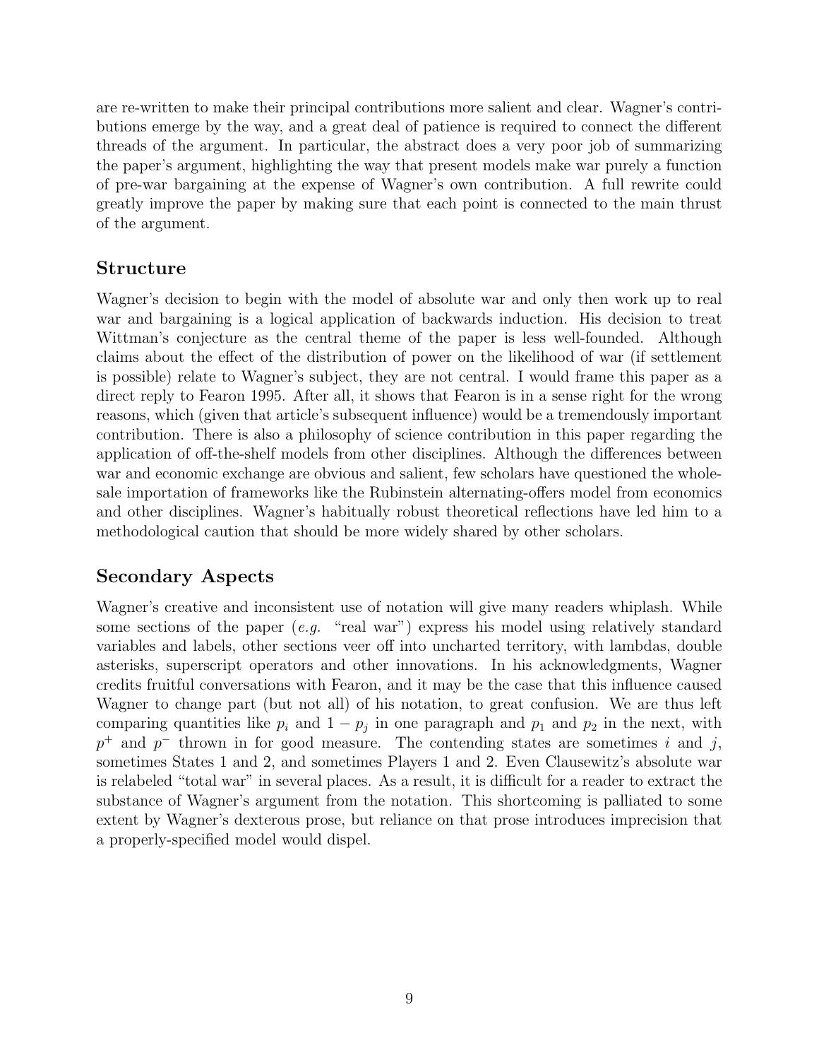are re-written to make their principal contributions more salient and clear. Wagner's contributions emerge by the way, and a great deal of patience is required to connect the different threads of the argument. In particular, the abstract does a very poor job of summarizing the paper's argument, highlighting the way that present models make war purely a function of pre-war bargaining at the expense of Wagner's own contribution. A full rewrite could greatly improve the paper by making sure that each point is connected to the main thrust of the argument.

## Structure

Wagner's decision to begin with the model of absolute war and only then work up to real war and bargaining is a logical application of backwards induction. His decision to treat Wittman's conjecture as the central theme of the paper is less well-founded. Although claims about the effect of the distribution of power on the likelihood of war (if settlement is possible) relate to Wagner's subject, they are not central. I would frame this paper as a direct reply to Fearon 1995. After all, it shows that Fearon is in a sense right for the wrong reasons, which (given that article's subsequent influence) would be a tremendously important contribution. There is also a philosophy of science contribution in this paper regarding the application of off-the-shelf models from other disciplines. Although the differences between war and economic exchange are obvious and salient, few scholars have questioned the wholesale importation of frameworks like the Rubinstein alternating-offers model from economics and other disciplines. Wagner's habitually robust theoretical reflections have led him to a methodological caution that should be more widely shared by other scholars.

## Secondary Aspects

Wagner's creative and inconsistent use of notation will give many readers whiplash. While some sections of the paper (*e.g.* "real war") express his model using relatively standard variables and labels, other sections veer off into uncharted territory, with lambdas, double asterisks, superscript operators and other innovations. In his acknowledgments, Wagner credits fruitful conversations with Fearon, and it may be the case that this influence caused Wagner to change part (but not all) of his notation, to great confusion. We are thus left comparing quantities like $p_i$ and $1 - p_j$ in one paragraph and $p_1$ and $p_2$ in the next, with $p^+$ and $p^-$ thrown in for good measure. The contending states are sometimes $i$ and $j$, sometimes States 1 and 2, and sometimes Players 1 and 2. Even Clausewitz's absolute war is relabeled "total war" in several places. As a result, it is difficult for a reader to extract the substance of Wagner's argument from the notation. This shortcoming is palliated to some extent by Wagner's dexterous prose, but reliance on that prose introduces imprecision that a properly-specified model would dispel.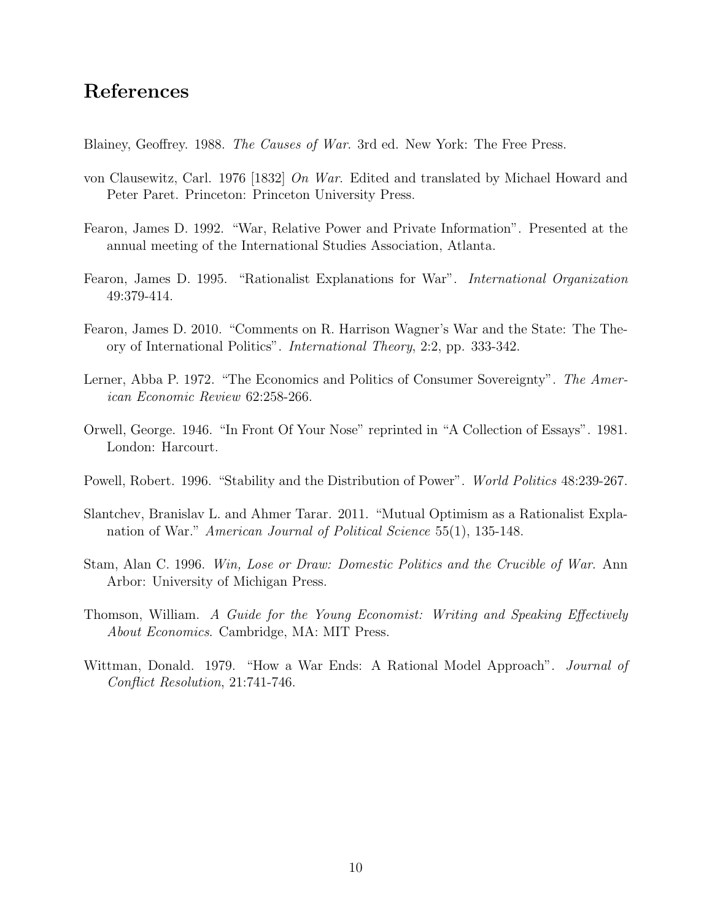# References

Blainey, Geoffrey. 1988. *The Causes of War*. 3rd ed. New York: The Free Press.

von Clausewitz, Carl. 1976 [1832] *On War*. Edited and translated by Michael Howard and Peter Paret. Princeton: Princeton University Press.

Fearon, James D. 1992. "War, Relative Power and Private Information". Presented at the annual meeting of the International Studies Association, Atlanta.

Fearon, James D. 1995. "Rationalist Explanations for War". *International Organization* 49:379-414.

Fearon, James D. 2010. "Comments on R. Harrison Wagner's War and the State: The Theory of International Politics". *International Theory*, 2:2, pp. 333-342.

Lerner, Abba P. 1972. "The Economics and Politics of Consumer Sovereignty". *The American Economic Review* 62:258-266.

Orwell, George. 1946. "In Front Of Your Nose" reprinted in "A Collection of Essays". 1981. London: Harcourt.

Powell, Robert. 1996. "Stability and the Distribution of Power". *World Politics* 48:239-267.

Slantchev, Branislav L. and Ahmer Tarar. 2011. "Mutual Optimism as a Rationalist Explanation of War." *American Journal of Political Science* 55(1), 135-148.

Stam, Alan C. 1996. *Win, Lose or Draw: Domestic Politics and the Crucible of War*. Ann Arbor: University of Michigan Press.

Thomson, William. *A Guide for the Young Economist: Writing and Speaking Effectively About Economics*. Cambridge, MA: MIT Press.

Wittman, Donald. 1979. "How a War Ends: A Rational Model Approach". *Journal of Conflict Resolution*, 21:741-746.